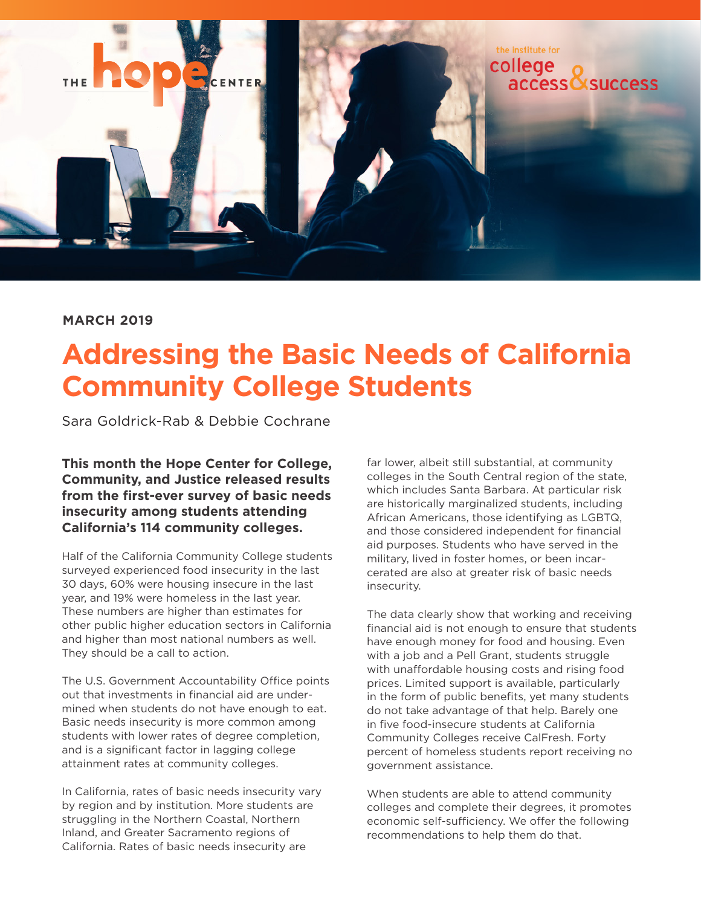THE hope CENTER

the institute for college access & success

**MARCH 2019**

# Addressing the Basic Needs of California Community College Students

Sara Goldrick-Rab & Debbie Cochrane

**This month the Hope Center for College, Community, and Justice released results from the first-ever survey of basic needs insecurity among students attending California's 114 community colleges.**

Half of the California Community College students surveyed experienced food insecurity in the last 30 days, 60% were housing insecure in the last year, and 19% were homeless in the last year. These numbers are higher than estimates for other public higher education sectors in California and higher than most national numbers as well. They should be a call to action.

The U.S. Government Accountability Office points out that investments in financial aid are undermined when students do not have enough to eat. Basic needs insecurity is more common among students with lower rates of degree completion, and is a significant factor in lagging college attainment rates at community colleges.

In California, rates of basic needs insecurity vary by region and by institution. More students are struggling in the Northern Coastal, Northern Inland, and Greater Sacramento regions of California. Rates of basic needs insecurity are far lower, albeit still substantial, at community colleges in the South Central region of the state, which includes Santa Barbara. At particular risk are historically marginalized students, including African Americans, those identifying as LGBTQ, and those considered independent for financial aid purposes. Students who have served in the military, lived in foster homes, or been incarcerated are also at greater risk of basic needs insecurity.

The data clearly show that working and receiving financial aid is not enough to ensure that students have enough money for food and housing. Even with a job and a Pell Grant, students struggle with unaffordable housing costs and rising food prices. Limited support is available, particularly in the form of public benefits, yet many students do not take advantage of that help. Barely one in five food-insecure students at California Community Colleges receive CalFresh. Forty percent of homeless students report receiving no government assistance.

When students are able to attend community colleges and complete their degrees, it promotes economic self-sufficiency. We offer the following recommendations to help them do that.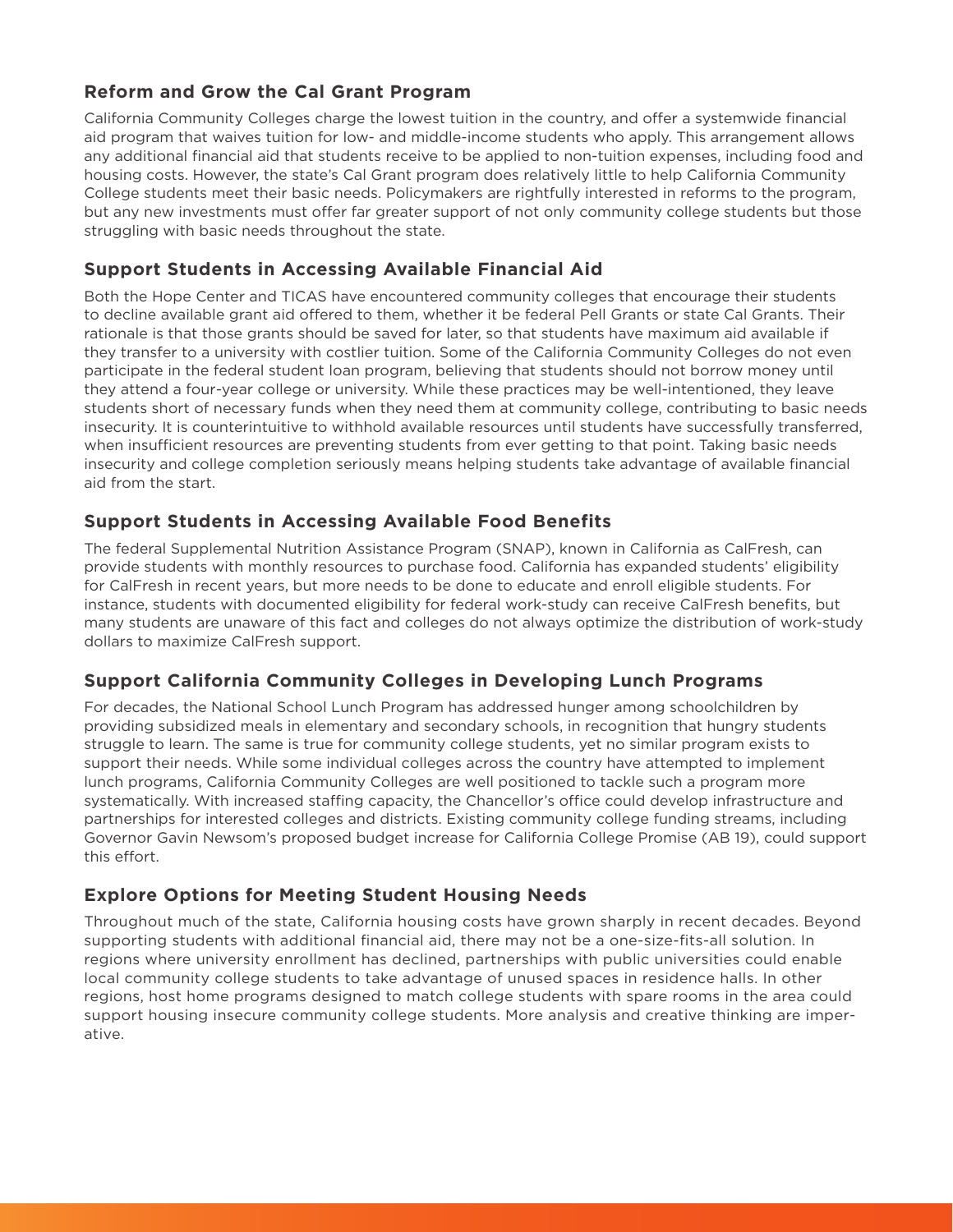### Reform and Grow the Cal Grant Program

California Community Colleges charge the lowest tuition in the country, and offer a systemwide financial aid program that waives tuition for low- and middle-income students who apply. This arrangement allows any additional financial aid that students receive to be applied to non-tuition expenses, including food and housing costs. However, the state's Cal Grant program does relatively little to help California Community College students meet their basic needs. Policymakers are rightfully interested in reforms to the program, but any new investments must offer far greater support of not only community college students but those struggling with basic needs throughout the state.

### Support Students in Accessing Available Financial Aid

Both the Hope Center and TICAS have encountered community colleges that encourage their students to decline available grant aid offered to them, whether it be federal Pell Grants or state Cal Grants. Their rationale is that those grants should be saved for later, so that students have maximum aid available if they transfer to a university with costlier tuition. Some of the California Community Colleges do not even participate in the federal student loan program, believing that students should not borrow money until they attend a four-year college or university. While these practices may be well-intentioned, they leave students short of necessary funds when they need them at community college, contributing to basic needs insecurity. It is counterintuitive to withhold available resources until students have successfully transferred, when insufficient resources are preventing students from ever getting to that point. Taking basic needs insecurity and college completion seriously means helping students take advantage of available financial aid from the start.

### Support Students in Accessing Available Food Benefits

The federal Supplemental Nutrition Assistance Program (SNAP), known in California as CalFresh, can provide students with monthly resources to purchase food. California has expanded students' eligibility for CalFresh in recent years, but more needs to be done to educate and enroll eligible students. For instance, students with documented eligibility for federal work-study can receive CalFresh benefits, but many students are unaware of this fact and colleges do not always optimize the distribution of work-study dollars to maximize CalFresh support.

### Support California Community Colleges in Developing Lunch Programs

For decades, the National School Lunch Program has addressed hunger among schoolchildren by providing subsidized meals in elementary and secondary schools, in recognition that hungry students struggle to learn. The same is true for community college students, yet no similar program exists to support their needs. While some individual colleges across the country have attempted to implement lunch programs, California Community Colleges are well positioned to tackle such a program more systematically. With increased staffing capacity, the Chancellor's office could develop infrastructure and partnerships for interested colleges and districts. Existing community college funding streams, including Governor Gavin Newsom's proposed budget increase for California College Promise (AB 19), could support this effort.

### Explore Options for Meeting Student Housing Needs

Throughout much of the state, California housing costs have grown sharply in recent decades. Beyond supporting students with additional financial aid, there may not be a one-size-fits-all solution. In regions where university enrollment has declined, partnerships with public universities could enable local community college students to take advantage of unused spaces in residence halls. In other regions, host home programs designed to match college students with spare rooms in the area could support housing insecure community college students. More analysis and creative thinking are imperative.